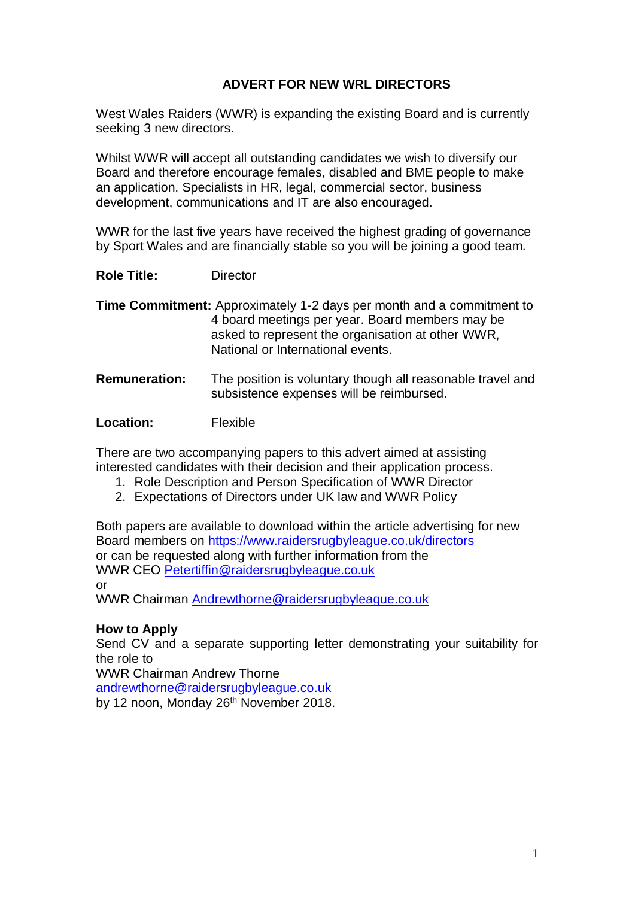# ADVERT FOR NEW WRL DIRECTORS

West Wales Raiders (WWR) is expanding the existing Board and is currently seeking 3 new directors.

Whilst WWR will accept all outstanding candidates we wish to diversify our Board and therefore encourage females, disabled and BME people to make an application. Specialists in HR, legal, commercial sector, business development, communications and IT are also encouraged.

WWR for the last five years have received the highest grading of governance by Sport Wales and are financially stable so you will be joining a good team.

**Role Title:** Director

**Time Commitment:** Approximately 1-2 days per month and a commitment to 4 board meetings per year. Board members may be asked to represent the organisation at other WWR, National or International events.

**Remuneration:** The position is voluntary though all reasonable travel and subsistence expenses will be reimbursed.

**Location:** Flexible

There are two accompanying papers to this advert aimed at assisting interested candidates with their decision and their application process.

1. Role Description and Person Specification of WWR Director
2. Expectations of Directors under UK law and WWR Policy

Both papers are available to download within the article advertising for new Board members on https://www.raidersrugbyleague.co.uk/directors
or can be requested along with further information from the
WWR CEO Petertiffin@raidersrugbyleague.co.uk
or
WWR Chairman Andrewthorne@raidersrugbyleague.co.uk

**How to Apply**
Send CV and a separate supporting letter demonstrating your suitability for the role to
WWR Chairman Andrew Thorne
andrewthorne@raidersrugbyleague.co.uk
by 12 noon, Monday 26th November 2018.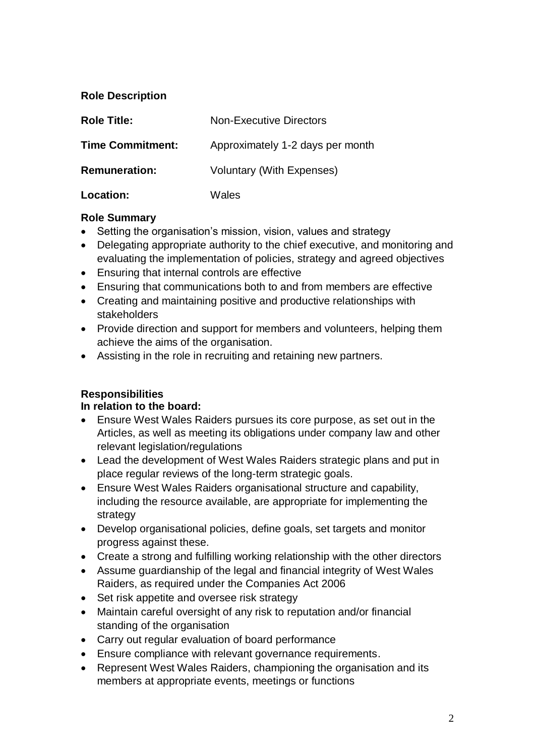## Role Description

| | |
|---|---|
| **Role Title:** | Non-Executive Directors |
| **Time Commitment:** | Approximately 1-2 days per month |
| **Remuneration:** | Voluntary (With Expenses) |
| **Location:** | Wales |

### Role Summary

- Setting the organisation's mission, vision, values and strategy
- Delegating appropriate authority to the chief executive, and monitoring and evaluating the implementation of policies, strategy and agreed objectives
- Ensuring that internal controls are effective
- Ensuring that communications both to and from members are effective
- Creating and maintaining positive and productive relationships with stakeholders
- Provide direction and support for members and volunteers, helping them achieve the aims of the organisation.
- Assisting in the role in recruiting and retaining new partners.

### Responsibilities

**In relation to the board:**

- Ensure West Wales Raiders pursues its core purpose, as set out in the Articles, as well as meeting its obligations under company law and other relevant legislation/regulations
- Lead the development of West Wales Raiders strategic plans and put in place regular reviews of the long-term strategic goals.
- Ensure West Wales Raiders organisational structure and capability, including the resource available, are appropriate for implementing the strategy
- Develop organisational policies, define goals, set targets and monitor progress against these.
- Create a strong and fulfilling working relationship with the other directors
- Assume guardianship of the legal and financial integrity of West Wales Raiders, as required under the Companies Act 2006
- Set risk appetite and oversee risk strategy
- Maintain careful oversight of any risk to reputation and/or financial standing of the organisation
- Carry out regular evaluation of board performance
- Ensure compliance with relevant governance requirements.
- Represent West Wales Raiders, championing the organisation and its members at appropriate events, meetings or functions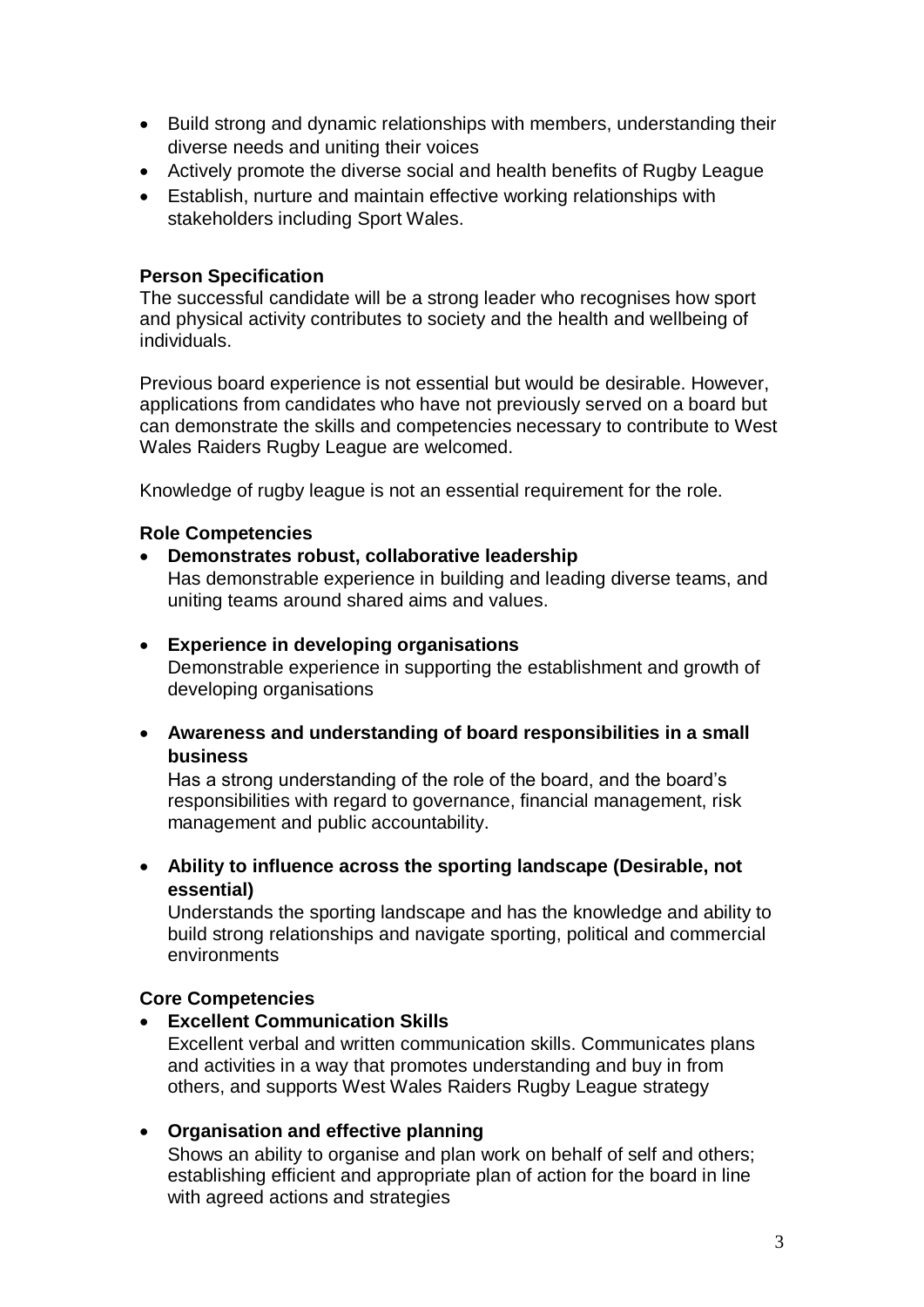- Build strong and dynamic relationships with members, understanding their diverse needs and uniting their voices
- Actively promote the diverse social and health benefits of Rugby League
- Establish, nurture and maintain effective working relationships with stakeholders including Sport Wales.

**Person Specification**

The successful candidate will be a strong leader who recognises how sport and physical activity contributes to society and the health and wellbeing of individuals.

Previous board experience is not essential but would be desirable. However, applications from candidates who have not previously served on a board but can demonstrate the skills and competencies necessary to contribute to West Wales Raiders Rugby League are welcomed.

Knowledge of rugby league is not an essential requirement for the role.

**Role Competencies**

- **Demonstrates robust, collaborative leadership**
  Has demonstrable experience in building and leading diverse teams, and uniting teams around shared aims and values.

- **Experience in developing organisations**
  Demonstrable experience in supporting the establishment and growth of developing organisations

- **Awareness and understanding of board responsibilities in a small business**
  Has a strong understanding of the role of the board, and the board's responsibilities with regard to governance, financial management, risk management and public accountability.

- **Ability to influence across the sporting landscape (Desirable, not essential)**
  Understands the sporting landscape and has the knowledge and ability to build strong relationships and navigate sporting, political and commercial environments

**Core Competencies**

- **Excellent Communication Skills**
  Excellent verbal and written communication skills. Communicates plans and activities in a way that promotes understanding and buy in from others, and supports West Wales Raiders Rugby League strategy

- **Organisation and effective planning**
  Shows an ability to organise and plan work on behalf of self and others; establishing efficient and appropriate plan of action for the board in line with agreed actions and strategies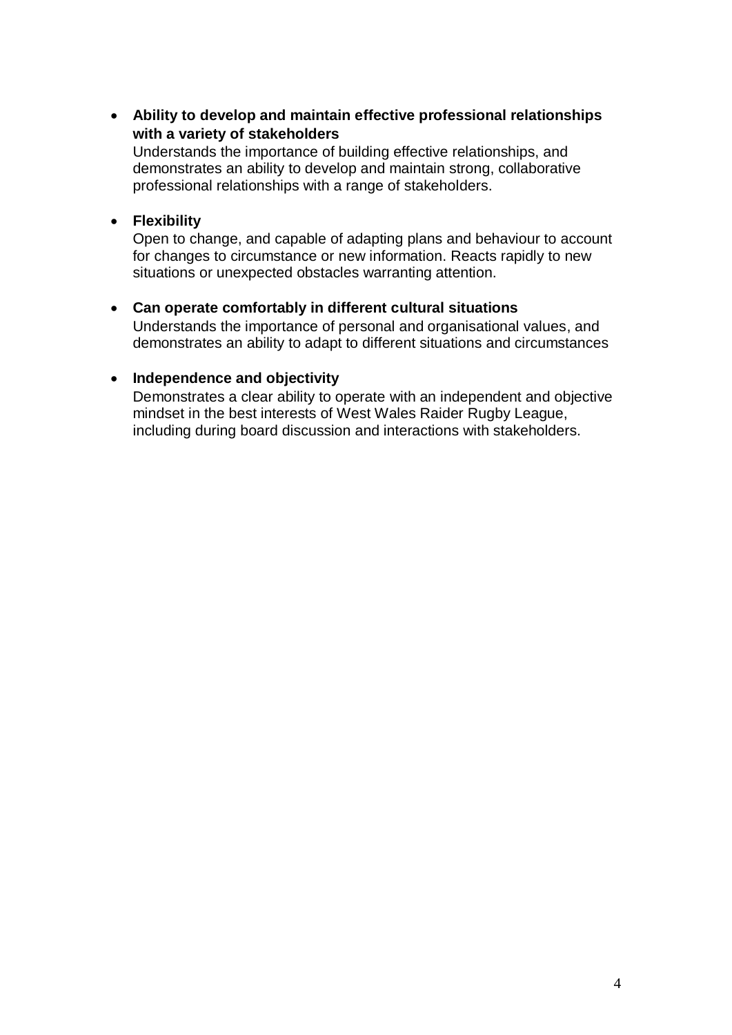- **Ability to develop and maintain effective professional relationships with a variety of stakeholders**
  Understands the importance of building effective relationships, and demonstrates an ability to develop and maintain strong, collaborative professional relationships with a range of stakeholders.

- **Flexibility**
  Open to change, and capable of adapting plans and behaviour to account for changes to circumstance or new information. Reacts rapidly to new situations or unexpected obstacles warranting attention.

- **Can operate comfortably in different cultural situations**
  Understands the importance of personal and organisational values, and demonstrates an ability to adapt to different situations and circumstances

- **Independence and objectivity**
  Demonstrates a clear ability to operate with an independent and objective mindset in the best interests of West Wales Raider Rugby League, including during board discussion and interactions with stakeholders.